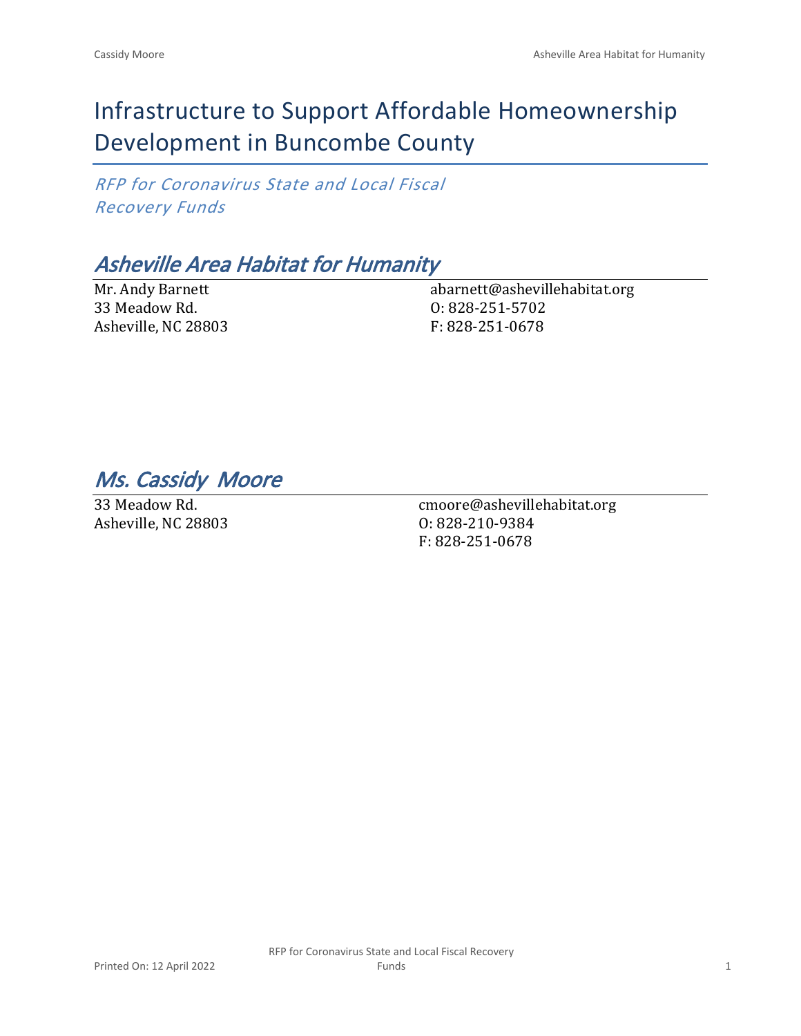# Infrastructure to Support Affordable Homeownership Development in Buncombe County

*RFP for Coronavirus State and Local Fiscal Recovery Funds*

## *Asheville Area Habitat for Humanity*

Mr. Andy Barnett
33 Meadow Rd.
Asheville, NC 28803

abarnett@ashevillehabitat.org
O: 828-251-5702
F: 828-251-0678

## *Ms. Cassidy Moore*

33 Meadow Rd.
Asheville, NC 28803

cmoore@ashevillehabitat.org
O: 828-210-9384
F: 828-251-0678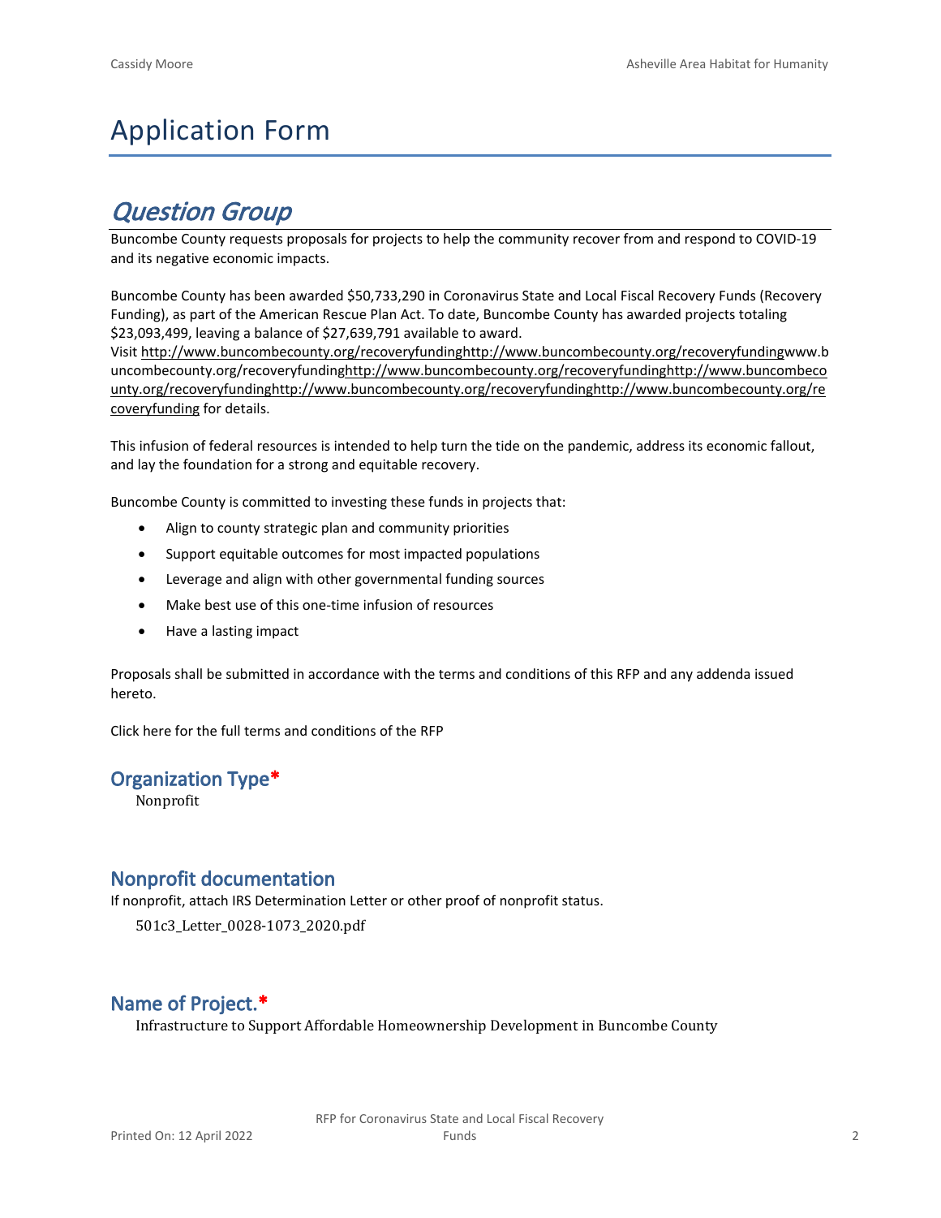# Application Form

## *Question Group*

Buncombe County requests proposals for projects to help the community recover from and respond to COVID-19 and its negative economic impacts.

Buncombe County has been awarded $50,733,290 in Coronavirus State and Local Fiscal Recovery Funds (Recovery Funding), as part of the American Rescue Plan Act. To date, Buncombe County has awarded projects totaling $23,093,499, leaving a balance of $27,639,791 available to award.

Visit http://www.buncombecounty.org/recoveryfundinghttp://www.buncombecounty.org/recoveryfundingwww.buncombecounty.org/recoveryfundinghttp://www.buncombecounty.org/recoveryfundinghttp://www.buncombecounty.org/recoveryfundinghttp://www.buncombecounty.org/recoveryfundinghttp://www.buncombecounty.org/recoveryfunding for details.

This infusion of federal resources is intended to help turn the tide on the pandemic, address its economic fallout, and lay the foundation for a strong and equitable recovery.

Buncombe County is committed to investing these funds in projects that:

- Align to county strategic plan and community priorities
- Support equitable outcomes for most impacted populations
- Leverage and align with other governmental funding sources
- Make best use of this one-time infusion of resources
- Have a lasting impact

Proposals shall be submitted in accordance with the terms and conditions of this RFP and any addenda issued hereto.

Click here for the full terms and conditions of the RFP

### Organization Type*

Nonprofit

### Nonprofit documentation

If nonprofit, attach IRS Determination Letter or other proof of nonprofit status.

501c3_Letter_0028-1073_2020.pdf

### Name of Project.*

Infrastructure to Support Affordable Homeownership Development in Buncombe County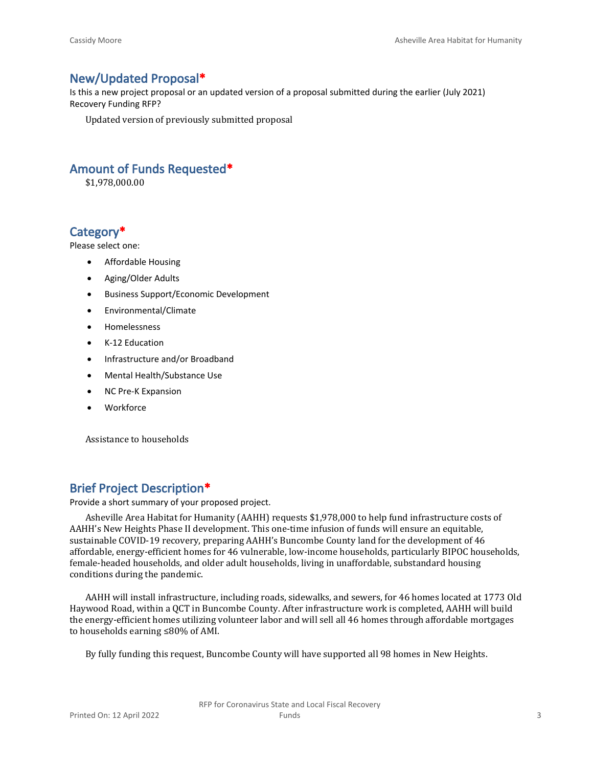## New/Updated Proposal*

Is this a new project proposal or an updated version of a proposal submitted during the earlier (July 2021) Recovery Funding RFP?

Updated version of previously submitted proposal

## Amount of Funds Requested*

$1,978,000.00

## Category*

Please select one:

- Affordable Housing
- Aging/Older Adults
- Business Support/Economic Development
- Environmental/Climate
- Homelessness
- K-12 Education
- Infrastructure and/or Broadband
- Mental Health/Substance Use
- NC Pre-K Expansion
- Workforce

Assistance to households

## Brief Project Description*

Provide a short summary of your proposed project.

Asheville Area Habitat for Humanity (AAHH) requests $1,978,000 to help fund infrastructure costs of AAHH's New Heights Phase II development. This one-time infusion of funds will ensure an equitable, sustainable COVID-19 recovery, preparing AAHH's Buncombe County land for the development of 46 affordable, energy-efficient homes for 46 vulnerable, low-income households, particularly BIPOC households, female-headed households, and older adult households, living in unaffordable, substandard housing conditions during the pandemic.

AAHH will install infrastructure, including roads, sidewalks, and sewers, for 46 homes located at 1773 Old Haywood Road, within a QCT in Buncombe County. After infrastructure work is completed, AAHH will build the energy-efficient homes utilizing volunteer labor and will sell all 46 homes through affordable mortgages to households earning ≤80% of AMI.

By fully funding this request, Buncombe County will have supported all 98 homes in New Heights.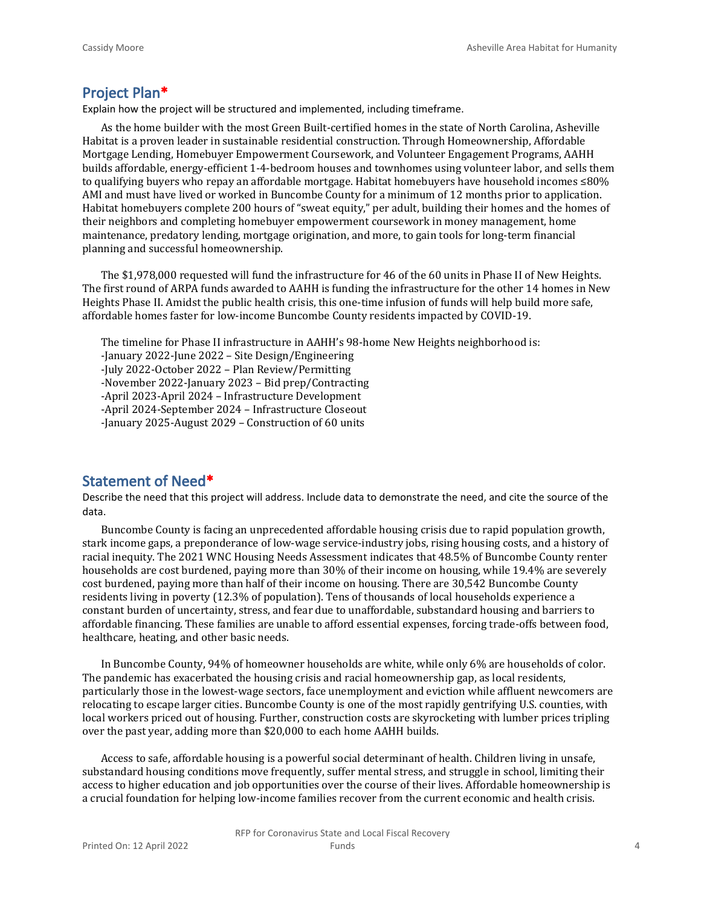## Project Plan*

Explain how the project will be structured and implemented, including timeframe.

As the home builder with the most Green Built-certified homes in the state of North Carolina, Asheville Habitat is a proven leader in sustainable residential construction. Through Homeownership, Affordable Mortgage Lending, Homebuyer Empowerment Coursework, and Volunteer Engagement Programs, AAHH builds affordable, energy-efficient 1-4-bedroom houses and townhomes using volunteer labor, and sells them to qualifying buyers who repay an affordable mortgage. Habitat homebuyers have household incomes ≤80% AMI and must have lived or worked in Buncombe County for a minimum of 12 months prior to application. Habitat homebuyers complete 200 hours of "sweat equity," per adult, building their homes and the homes of their neighbors and completing homebuyer empowerment coursework in money management, home maintenance, predatory lending, mortgage origination, and more, to gain tools for long-term financial planning and successful homeownership.

The $1,978,000 requested will fund the infrastructure for 46 of the 60 units in Phase II of New Heights. The first round of ARPA funds awarded to AAHH is funding the infrastructure for the other 14 homes in New Heights Phase II. Amidst the public health crisis, this one-time infusion of funds will help build more safe, affordable homes faster for low-income Buncombe County residents impacted by COVID-19.

The timeline for Phase II infrastructure in AAHH's 98-home New Heights neighborhood is:
-January 2022-June 2022 – Site Design/Engineering
-July 2022-October 2022 – Plan Review/Permitting
-November 2022-January 2023 – Bid prep/Contracting
-April 2023-April 2024 – Infrastructure Development
-April 2024-September 2024 – Infrastructure Closeout
-January 2025-August 2029 – Construction of 60 units

## Statement of Need*

Describe the need that this project will address. Include data to demonstrate the need, and cite the source of the data.

Buncombe County is facing an unprecedented affordable housing crisis due to rapid population growth, stark income gaps, a preponderance of low-wage service-industry jobs, rising housing costs, and a history of racial inequity. The 2021 WNC Housing Needs Assessment indicates that 48.5% of Buncombe County renter households are cost burdened, paying more than 30% of their income on housing, while 19.4% are severely cost burdened, paying more than half of their income on housing. There are 30,542 Buncombe County residents living in poverty (12.3% of population). Tens of thousands of local households experience a constant burden of uncertainty, stress, and fear due to unaffordable, substandard housing and barriers to affordable financing. These families are unable to afford essential expenses, forcing trade-offs between food, healthcare, heating, and other basic needs.

In Buncombe County, 94% of homeowner households are white, while only 6% are households of color. The pandemic has exacerbated the housing crisis and racial homeownership gap, as local residents, particularly those in the lowest-wage sectors, face unemployment and eviction while affluent newcomers are relocating to escape larger cities. Buncombe County is one of the most rapidly gentrifying U.S. counties, with local workers priced out of housing. Further, construction costs are skyrocketing with lumber prices tripling over the past year, adding more than $20,000 to each home AAHH builds.

Access to safe, affordable housing is a powerful social determinant of health. Children living in unsafe, substandard housing conditions move frequently, suffer mental stress, and struggle in school, limiting their access to higher education and job opportunities over the course of their lives. Affordable homeownership is a crucial foundation for helping low-income families recover from the current economic and health crisis.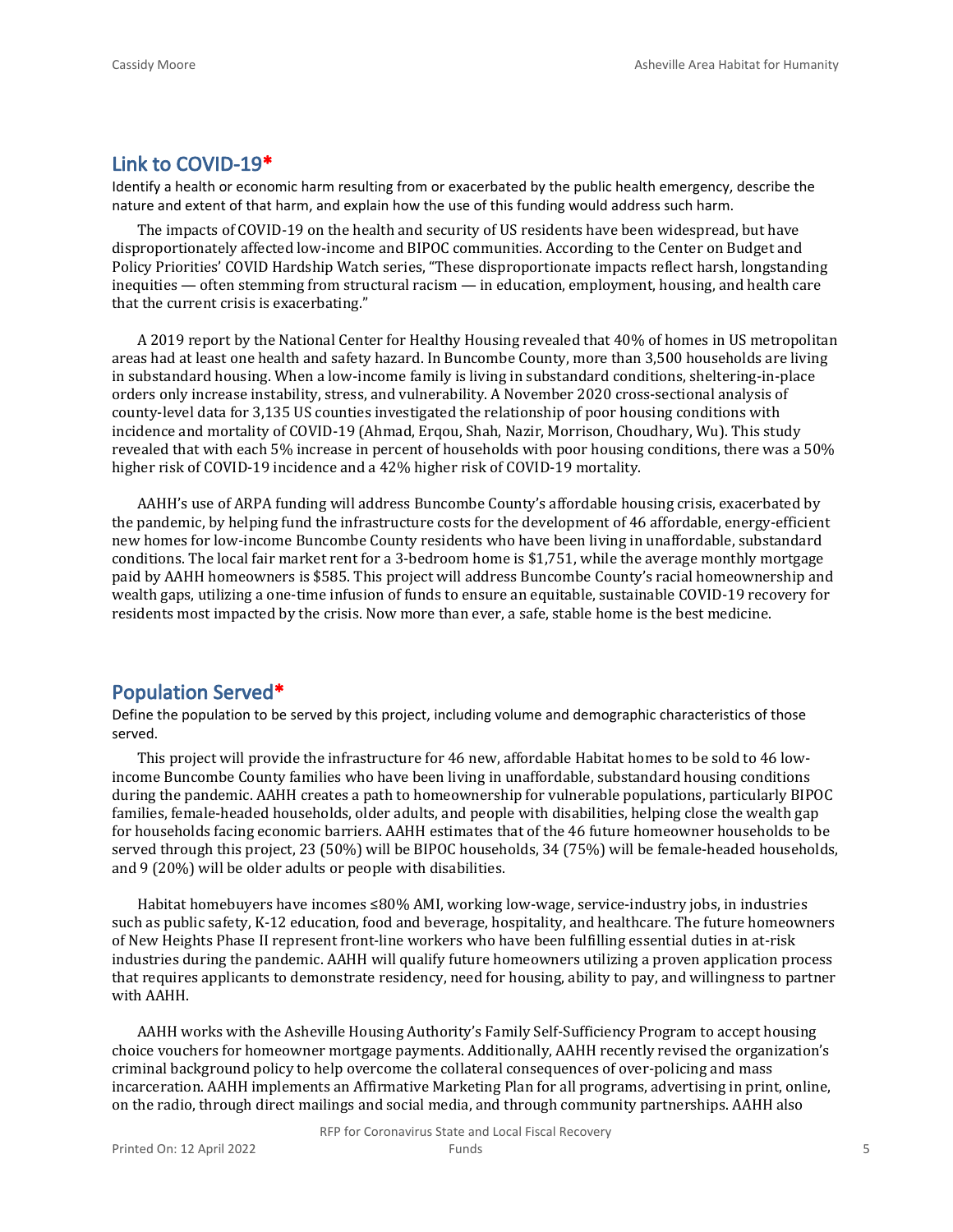## Link to COVID-19*

Identify a health or economic harm resulting from or exacerbated by the public health emergency, describe the nature and extent of that harm, and explain how the use of this funding would address such harm.

The impacts of COVID-19 on the health and security of US residents have been widespread, but have disproportionately affected low-income and BIPOC communities. According to the Center on Budget and Policy Priorities' COVID Hardship Watch series, "These disproportionate impacts reflect harsh, longstanding inequities — often stemming from structural racism — in education, employment, housing, and health care that the current crisis is exacerbating."

A 2019 report by the National Center for Healthy Housing revealed that 40% of homes in US metropolitan areas had at least one health and safety hazard. In Buncombe County, more than 3,500 households are living in substandard housing. When a low-income family is living in substandard conditions, sheltering-in-place orders only increase instability, stress, and vulnerability. A November 2020 cross-sectional analysis of county-level data for 3,135 US counties investigated the relationship of poor housing conditions with incidence and mortality of COVID-19 (Ahmad, Erqou, Shah, Nazir, Morrison, Choudhary, Wu). This study revealed that with each 5% increase in percent of households with poor housing conditions, there was a 50% higher risk of COVID-19 incidence and a 42% higher risk of COVID-19 mortality.

AAHH's use of ARPA funding will address Buncombe County's affordable housing crisis, exacerbated by the pandemic, by helping fund the infrastructure costs for the development of 46 affordable, energy-efficient new homes for low-income Buncombe County residents who have been living in unaffordable, substandard conditions. The local fair market rent for a 3-bedroom home is $1,751, while the average monthly mortgage paid by AAHH homeowners is $585. This project will address Buncombe County's racial homeownership and wealth gaps, utilizing a one-time infusion of funds to ensure an equitable, sustainable COVID-19 recovery for residents most impacted by the crisis. Now more than ever, a safe, stable home is the best medicine.

## Population Served*

Define the population to be served by this project, including volume and demographic characteristics of those served.

This project will provide the infrastructure for 46 new, affordable Habitat homes to be sold to 46 low-income Buncombe County families who have been living in unaffordable, substandard housing conditions during the pandemic. AAHH creates a path to homeownership for vulnerable populations, particularly BIPOC families, female-headed households, older adults, and people with disabilities, helping close the wealth gap for households facing economic barriers. AAHH estimates that of the 46 future homeowner households to be served through this project, 23 (50%) will be BIPOC households, 34 (75%) will be female-headed households, and 9 (20%) will be older adults or people with disabilities.

Habitat homebuyers have incomes ≤80% AMI, working low-wage, service-industry jobs, in industries such as public safety, K-12 education, food and beverage, hospitality, and healthcare. The future homeowners of New Heights Phase II represent front-line workers who have been fulfilling essential duties in at-risk industries during the pandemic. AAHH will qualify future homeowners utilizing a proven application process that requires applicants to demonstrate residency, need for housing, ability to pay, and willingness to partner with AAHH.

AAHH works with the Asheville Housing Authority's Family Self-Sufficiency Program to accept housing choice vouchers for homeowner mortgage payments. Additionally, AAHH recently revised the organization's criminal background policy to help overcome the collateral consequences of over-policing and mass incarceration. AAHH implements an Affirmative Marketing Plan for all programs, advertising in print, online, on the radio, through direct mailings and social media, and through community partnerships. AAHH also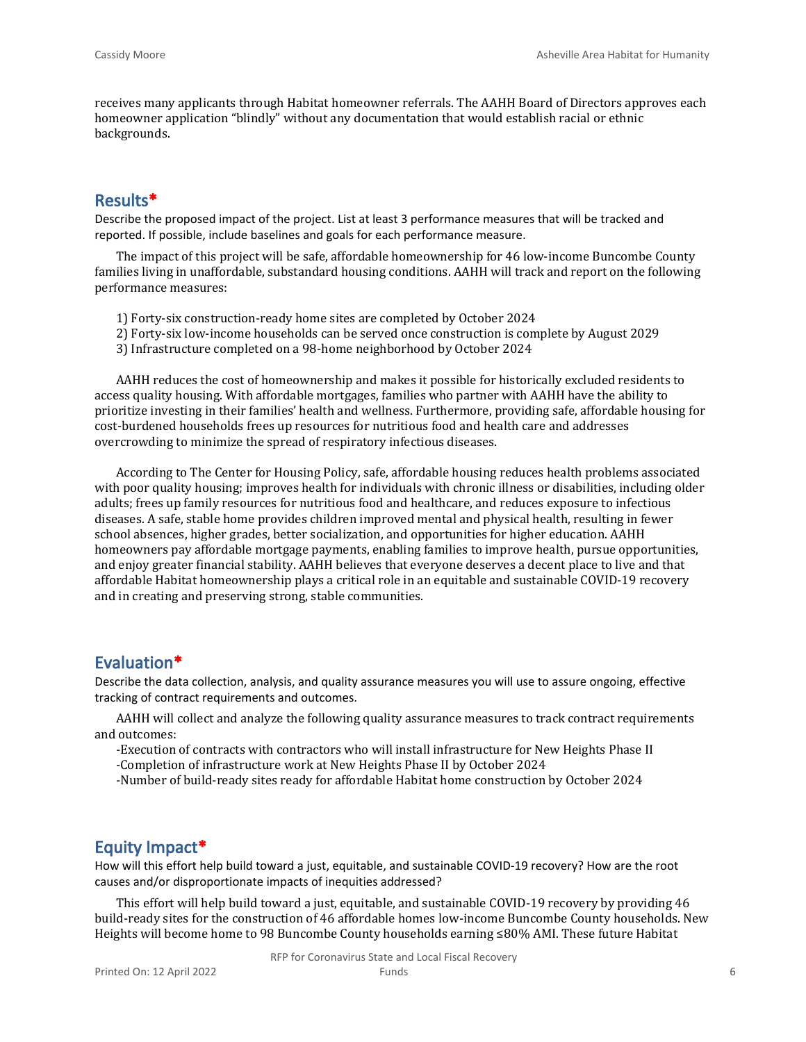receives many applicants through Habitat homeowner referrals. The AAHH Board of Directors approves each homeowner application "blindly" without any documentation that would establish racial or ethnic backgrounds.

## Results*

Describe the proposed impact of the project. List at least 3 performance measures that will be tracked and reported. If possible, include baselines and goals for each performance measure.

The impact of this project will be safe, affordable homeownership for 46 low-income Buncombe County families living in unaffordable, substandard housing conditions. AAHH will track and report on the following performance measures:

1) Forty-six construction-ready home sites are completed by October 2024
2) Forty-six low-income households can be served once construction is complete by August 2029
3) Infrastructure completed on a 98-home neighborhood by October 2024

AAHH reduces the cost of homeownership and makes it possible for historically excluded residents to access quality housing. With affordable mortgages, families who partner with AAHH have the ability to prioritize investing in their families' health and wellness. Furthermore, providing safe, affordable housing for cost-burdened households frees up resources for nutritious food and health care and addresses overcrowding to minimize the spread of respiratory infectious diseases.

According to The Center for Housing Policy, safe, affordable housing reduces health problems associated with poor quality housing; improves health for individuals with chronic illness or disabilities, including older adults; frees up family resources for nutritious food and healthcare, and reduces exposure to infectious diseases. A safe, stable home provides children improved mental and physical health, resulting in fewer school absences, higher grades, better socialization, and opportunities for higher education. AAHH homeowners pay affordable mortgage payments, enabling families to improve health, pursue opportunities, and enjoy greater financial stability. AAHH believes that everyone deserves a decent place to live and that affordable Habitat homeownership plays a critical role in an equitable and sustainable COVID-19 recovery and in creating and preserving strong, stable communities.

## Evaluation*

Describe the data collection, analysis, and quality assurance measures you will use to assure ongoing, effective tracking of contract requirements and outcomes.

AAHH will collect and analyze the following quality assurance measures to track contract requirements and outcomes:

-Execution of contracts with contractors who will install infrastructure for New Heights Phase II
-Completion of infrastructure work at New Heights Phase II by October 2024
-Number of build-ready sites ready for affordable Habitat home construction by October 2024

## Equity Impact*

How will this effort help build toward a just, equitable, and sustainable COVID-19 recovery? How are the root causes and/or disproportionate impacts of inequities addressed?

This effort will help build toward a just, equitable, and sustainable COVID-19 recovery by providing 46 build-ready sites for the construction of 46 affordable homes low-income Buncombe County households. New Heights will become home to 98 Buncombe County households earning ≤80% AMI. These future Habitat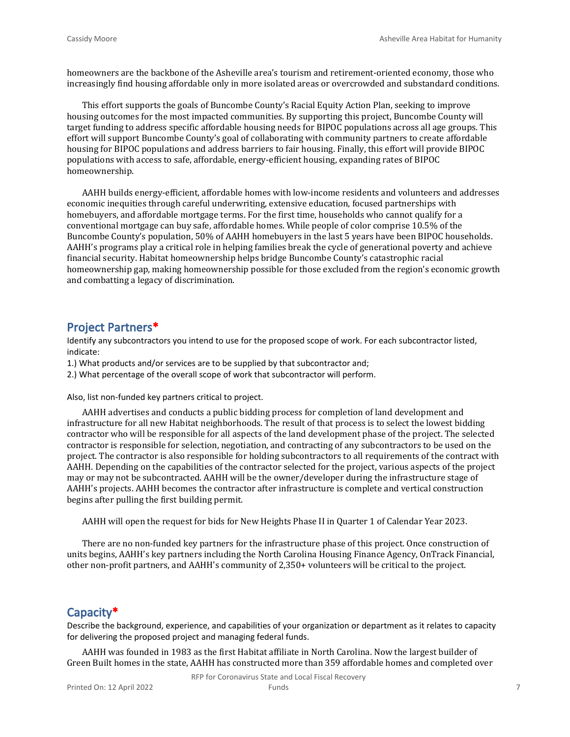homeowners are the backbone of the Asheville area's tourism and retirement-oriented economy, those who increasingly find housing affordable only in more isolated areas or overcrowded and substandard conditions.

This effort supports the goals of Buncombe County's Racial Equity Action Plan, seeking to improve housing outcomes for the most impacted communities. By supporting this project, Buncombe County will target funding to address specific affordable housing needs for BIPOC populations across all age groups. This effort will support Buncombe County's goal of collaborating with community partners to create affordable housing for BIPOC populations and address barriers to fair housing. Finally, this effort will provide BIPOC populations with access to safe, affordable, energy-efficient housing, expanding rates of BIPOC homeownership.

AAHH builds energy-efficient, affordable homes with low-income residents and volunteers and addresses economic inequities through careful underwriting, extensive education, focused partnerships with homebuyers, and affordable mortgage terms. For the first time, households who cannot qualify for a conventional mortgage can buy safe, affordable homes. While people of color comprise 10.5% of the Buncombe County's population, 50% of AAHH homebuyers in the last 5 years have been BIPOC households. AAHH's programs play a critical role in helping families break the cycle of generational poverty and achieve financial security. Habitat homeownership helps bridge Buncombe County's catastrophic racial homeownership gap, making homeownership possible for those excluded from the region's economic growth and combatting a legacy of discrimination.

## Project Partners*

Identify any subcontractors you intend to use for the proposed scope of work. For each subcontractor listed, indicate:

1.) What products and/or services are to be supplied by that subcontractor and;

2.) What percentage of the overall scope of work that subcontractor will perform.

Also, list non-funded key partners critical to project.

AAHH advertises and conducts a public bidding process for completion of land development and infrastructure for all new Habitat neighborhoods. The result of that process is to select the lowest bidding contractor who will be responsible for all aspects of the land development phase of the project. The selected contractor is responsible for selection, negotiation, and contracting of any subcontractors to be used on the project. The contractor is also responsible for holding subcontractors to all requirements of the contract with AAHH. Depending on the capabilities of the contractor selected for the project, various aspects of the project may or may not be subcontracted. AAHH will be the owner/developer during the infrastructure stage of AAHH's projects. AAHH becomes the contractor after infrastructure is complete and vertical construction begins after pulling the first building permit.

AAHH will open the request for bids for New Heights Phase II in Quarter 1 of Calendar Year 2023.

There are no non-funded key partners for the infrastructure phase of this project. Once construction of units begins, AAHH's key partners including the North Carolina Housing Finance Agency, OnTrack Financial, other non-profit partners, and AAHH's community of 2,350+ volunteers will be critical to the project.

## Capacity*

Describe the background, experience, and capabilities of your organization or department as it relates to capacity for delivering the proposed project and managing federal funds.

AAHH was founded in 1983 as the first Habitat affiliate in North Carolina. Now the largest builder of Green Built homes in the state, AAHH has constructed more than 359 affordable homes and completed over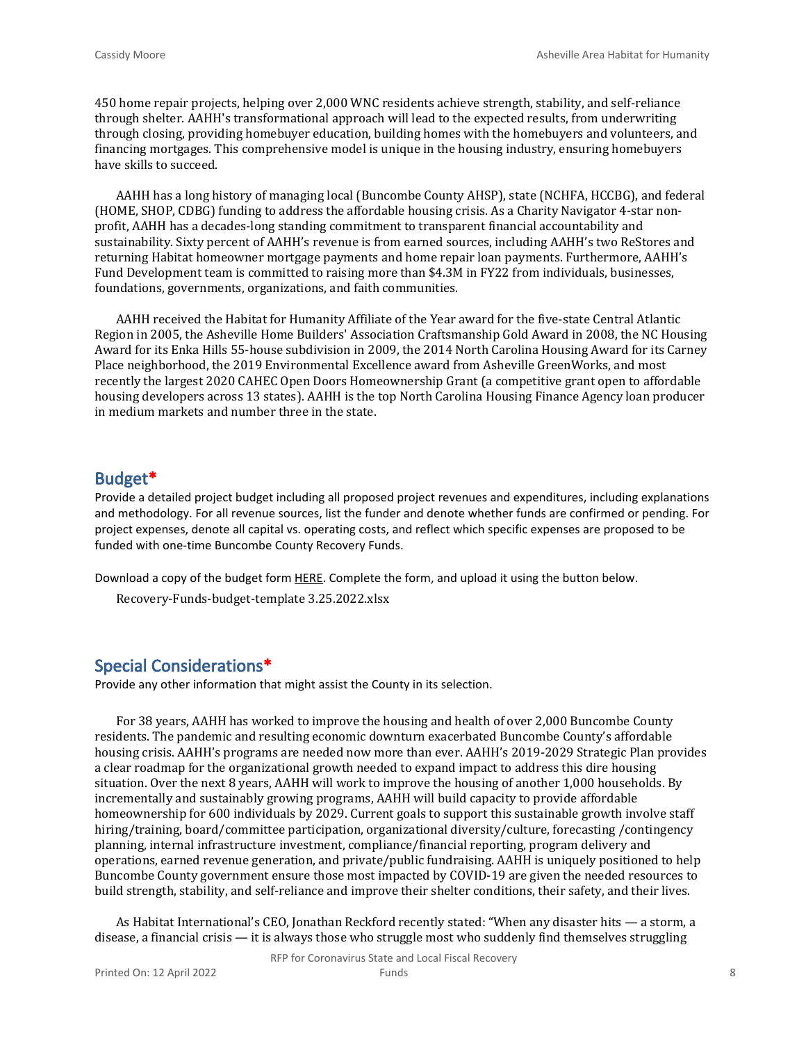450 home repair projects, helping over 2,000 WNC residents achieve strength, stability, and self-reliance through shelter. AAHH's transformational approach will lead to the expected results, from underwriting through closing, providing homebuyer education, building homes with the homebuyers and volunteers, and financing mortgages. This comprehensive model is unique in the housing industry, ensuring homebuyers have skills to succeed.

AAHH has a long history of managing local (Buncombe County AHSP), state (NCHFA, HCCBG), and federal (HOME, SHOP, CDBG) funding to address the affordable housing crisis. As a Charity Navigator 4-star non-profit, AAHH has a decades-long standing commitment to transparent financial accountability and sustainability. Sixty percent of AAHH's revenue is from earned sources, including AAHH's two ReStores and returning Habitat homeowner mortgage payments and home repair loan payments. Furthermore, AAHH's Fund Development team is committed to raising more than $4.3M in FY22 from individuals, businesses, foundations, governments, organizations, and faith communities.

AAHH received the Habitat for Humanity Affiliate of the Year award for the five-state Central Atlantic Region in 2005, the Asheville Home Builders' Association Craftsmanship Gold Award in 2008, the NC Housing Award for its Enka Hills 55-house subdivision in 2009, the 2014 North Carolina Housing Award for its Carney Place neighborhood, the 2019 Environmental Excellence award from Asheville GreenWorks, and most recently the largest 2020 CAHEC Open Doors Homeownership Grant (a competitive grant open to affordable housing developers across 13 states). AAHH is the top North Carolina Housing Finance Agency loan producer in medium markets and number three in the state.

## Budget*

Provide a detailed project budget including all proposed project revenues and expenditures, including explanations and methodology. For all revenue sources, list the funder and denote whether funds are confirmed or pending. For project expenses, denote all capital vs. operating costs, and reflect which specific expenses are proposed to be funded with one-time Buncombe County Recovery Funds.

Download a copy of the budget form HERE. Complete the form, and upload it using the button below.

Recovery-Funds-budget-template 3.25.2022.xlsx

## Special Considerations*

Provide any other information that might assist the County in its selection.

For 38 years, AAHH has worked to improve the housing and health of over 2,000 Buncombe County residents. The pandemic and resulting economic downturn exacerbated Buncombe County's affordable housing crisis. AAHH's programs are needed now more than ever. AAHH's 2019-2029 Strategic Plan provides a clear roadmap for the organizational growth needed to expand impact to address this dire housing situation. Over the next 8 years, AAHH will work to improve the housing of another 1,000 households. By incrementally and sustainably growing programs, AAHH will build capacity to provide affordable homeownership for 600 individuals by 2029. Current goals to support this sustainable growth involve staff hiring/training, board/committee participation, organizational diversity/culture, forecasting /contingency planning, internal infrastructure investment, compliance/financial reporting, program delivery and operations, earned revenue generation, and private/public fundraising. AAHH is uniquely positioned to help Buncombe County government ensure those most impacted by COVID-19 are given the needed resources to build strength, stability, and self-reliance and improve their shelter conditions, their safety, and their lives.

As Habitat International's CEO, Jonathan Reckford recently stated: "When any disaster hits — a storm, a disease, a financial crisis — it is always those who struggle most who suddenly find themselves struggling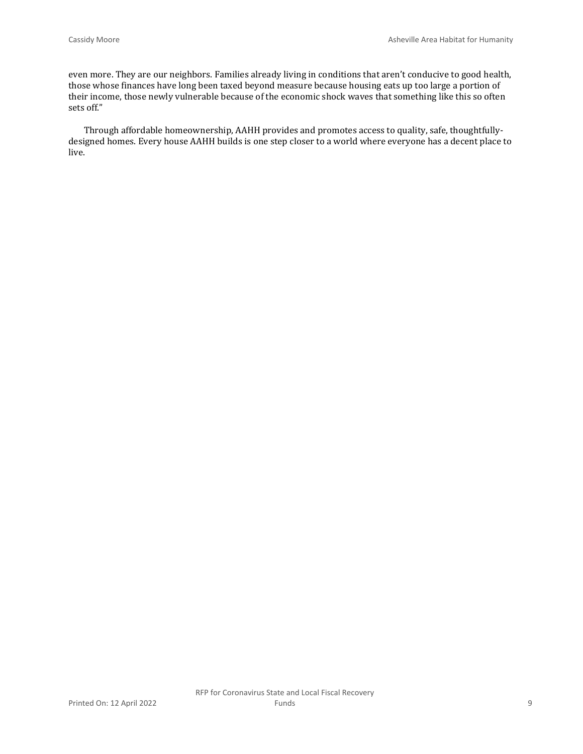even more. They are our neighbors. Families already living in conditions that aren't conducive to good health, those whose finances have long been taxed beyond measure because housing eats up too large a portion of their income, those newly vulnerable because of the economic shock waves that something like this so often sets off."

Through affordable homeownership, AAHH provides and promotes access to quality, safe, thoughtfully-designed homes. Every house AAHH builds is one step closer to a world where everyone has a decent place to live.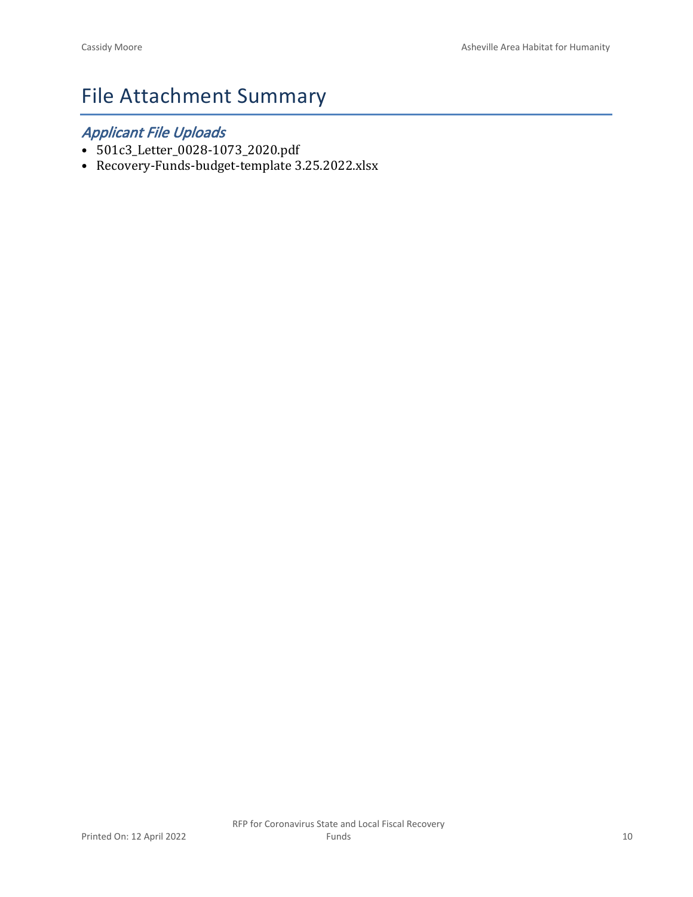# File Attachment Summary

## *Applicant File Uploads*

- 501c3_Letter_0028-1073_2020.pdf
- Recovery-Funds-budget-template 3.25.2022.xlsx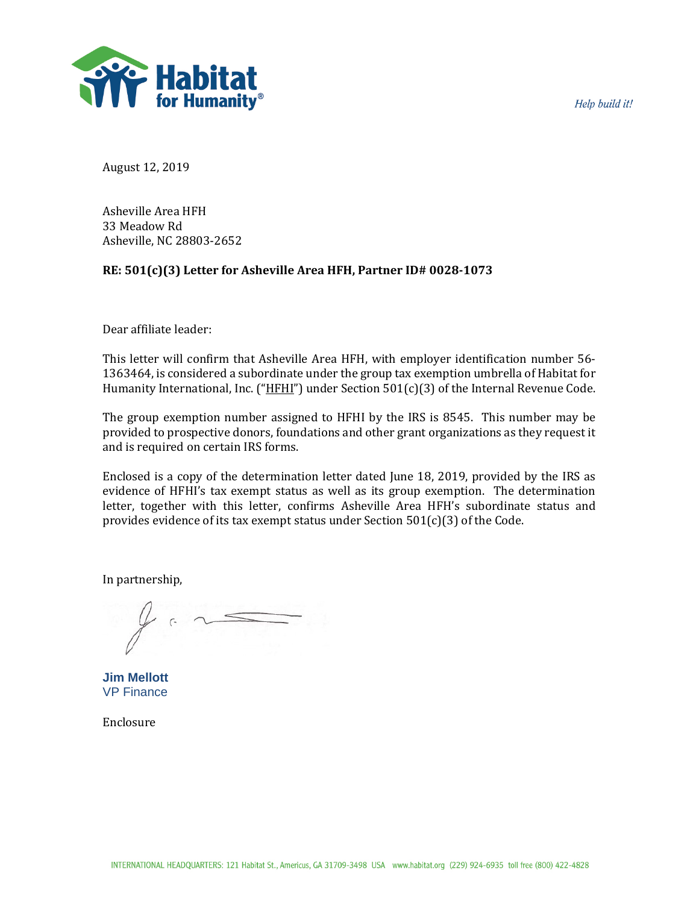Habitat for Humanity®

*Help build it!*

August 12, 2019

Asheville Area HFH
33 Meadow Rd
Asheville, NC 28803-2652

**RE: 501(c)(3) Letter for Asheville Area HFH, Partner ID# 0028-1073**

Dear affiliate leader:

This letter will confirm that Asheville Area HFH, with employer identification number 56-1363464, is considered a subordinate under the group tax exemption umbrella of Habitat for Humanity International, Inc. ("HFHI") under Section 501(c)(3) of the Internal Revenue Code.

The group exemption number assigned to HFHI by the IRS is 8545. This number may be provided to prospective donors, foundations and other grant organizations as they request it and is required on certain IRS forms.

Enclosed is a copy of the determination letter dated June 18, 2019, provided by the IRS as evidence of HFHI's tax exempt status as well as its group exemption. The determination letter, together with this letter, confirms Asheville Area HFH's subordinate status and provides evidence of its tax exempt status under Section 501(c)(3) of the Code.

In partnership,

**Jim Mellott**
VP Finance

Enclosure

INTERNATIONAL HEADQUARTERS: 121 Habitat St., Americus, GA 31709-3498 USA www.habitat.org (229) 924-6935 toll free (800) 422-4828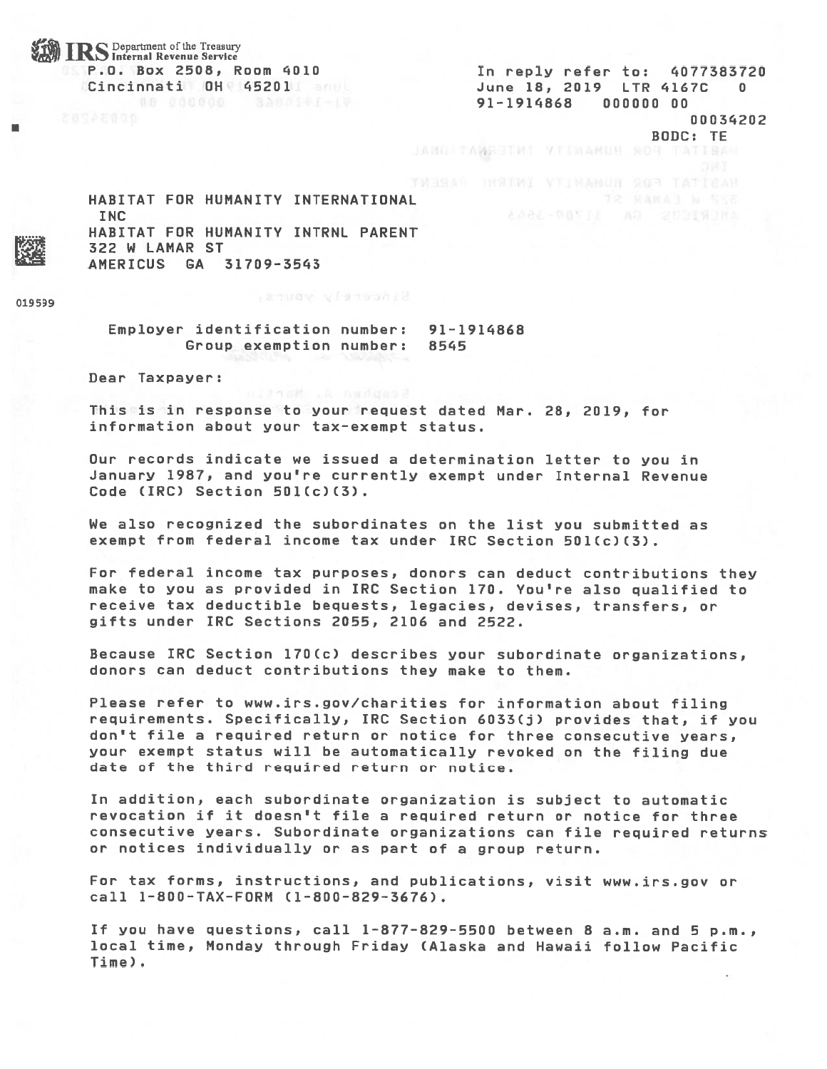**IRS** Department of the Treasury
Internal Revenue Service

P.O. Box 2508, Room 4010
Cincinnati OH 45201

In reply refer to: 4077383720
June 18, 2019 LTR 4167C 0
91-1914868 000000 00
00034202
BODC: TE

HABITAT FOR HUMANITY INTERNATIONAL
INC
HABITAT FOR HUMANITY INTRNL PARENT
322 W LAMAR ST
AMERICUS GA 31709-3543

019599

Employer identification number: 91-1914868
Group exemption number: 8545

Dear Taxpayer:

This is in response to your request dated Mar. 28, 2019, for information about your tax-exempt status.

Our records indicate we issued a determination letter to you in January 1987, and you're currently exempt under Internal Revenue Code (IRC) Section 501(c)(3).

We also recognized the subordinates on the list you submitted as exempt from federal income tax under IRC Section 501(c)(3).

For federal income tax purposes, donors can deduct contributions they make to you as provided in IRC Section 170. You're also qualified to receive tax deductible bequests, legacies, devises, transfers, or gifts under IRC Sections 2055, 2106 and 2522.

Because IRC Section 170(c) describes your subordinate organizations, donors can deduct contributions they make to them.

Please refer to www.irs.gov/charities for information about filing requirements. Specifically, IRC Section 6033(j) provides that, if you don't file a required return or notice for three consecutive years, your exempt status will be automatically revoked on the filing due date of the third required return or notice.

In addition, each subordinate organization is subject to automatic revocation if it doesn't file a required return or notice for three consecutive years. Subordinate organizations can file required returns or notices individually or as part of a group return.

For tax forms, instructions, and publications, visit www.irs.gov or call 1-800-TAX-FORM (1-800-829-3676).

If you have questions, call 1-877-829-5500 between 8 a.m. and 5 p.m., local time, Monday through Friday (Alaska and Hawaii follow Pacific Time).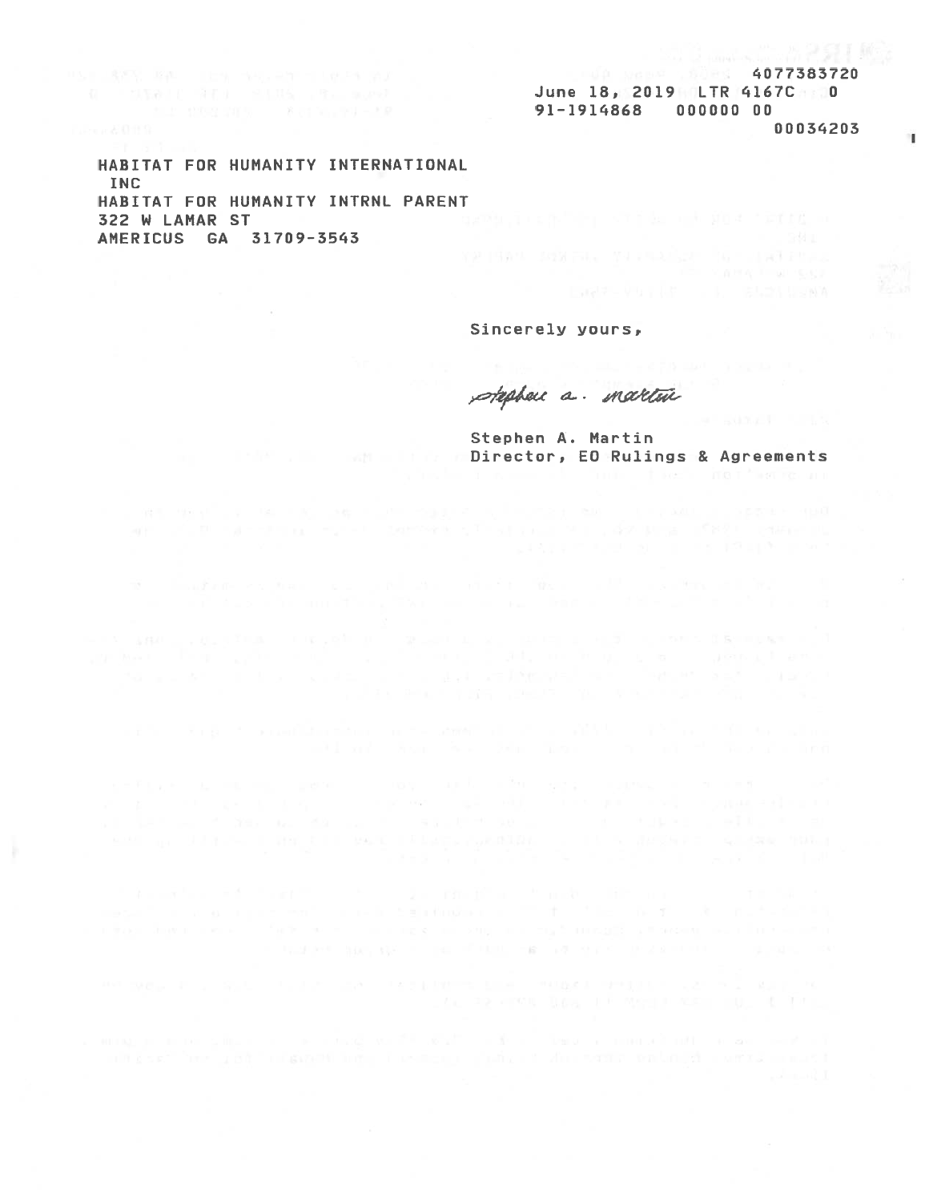4077383720

June 18, 2019 LTR 4167C 0

91-1914868 000000 00

00034203

HABITAT FOR HUMANITY INTERNATIONAL
INC
HABITAT FOR HUMANITY INTRNL PARENT
322 W LAMAR ST
AMERICUS GA 31709-3543

Sincerely yours,

Stephen A. Martin

Stephen A. Martin
Director, EO Rulings & Agreements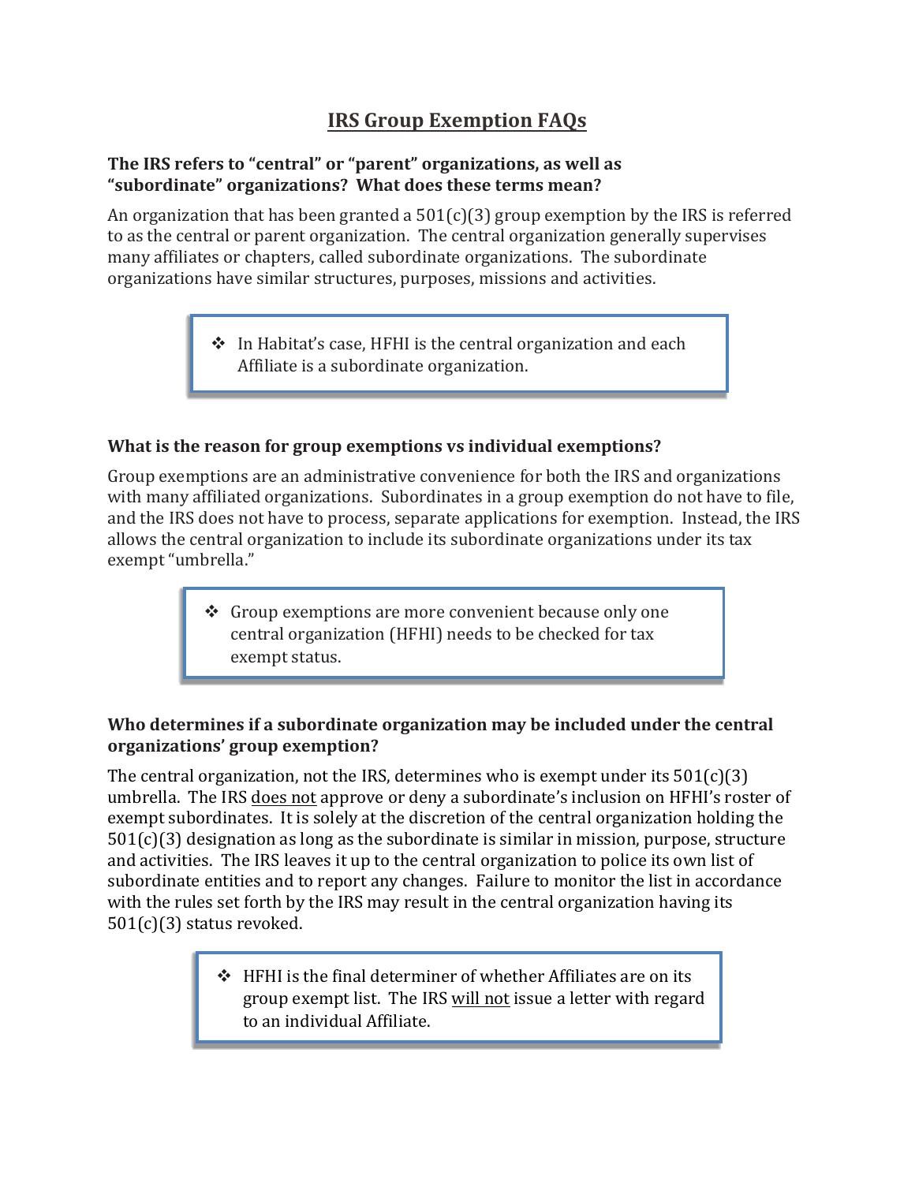# IRS Group Exemption FAQs

**The IRS refers to "central" or "parent" organizations, as well as "subordinate" organizations? What does these terms mean?**

An organization that has been granted a 501(c)(3) group exemption by the IRS is referred to as the central or parent organization. The central organization generally supervises many affiliates or chapters, called subordinate organizations. The subordinate organizations have similar structures, purposes, missions and activities.

> ❖ In Habitat's case, HFHI is the central organization and each Affiliate is a subordinate organization.

**What is the reason for group exemptions vs individual exemptions?**

Group exemptions are an administrative convenience for both the IRS and organizations with many affiliated organizations. Subordinates in a group exemption do not have to file, and the IRS does not have to process, separate applications for exemption. Instead, the IRS allows the central organization to include its subordinate organizations under its tax exempt "umbrella."

> ❖ Group exemptions are more convenient because only one central organization (HFHI) needs to be checked for tax exempt status.

**Who determines if a subordinate organization may be included under the central organizations' group exemption?**

The central organization, not the IRS, determines who is exempt under its 501(c)(3) umbrella. The IRS <u>does not</u> approve or deny a subordinate's inclusion on HFHI's roster of exempt subordinates. It is solely at the discretion of the central organization holding the 501(c)(3) designation as long as the subordinate is similar in mission, purpose, structure and activities. The IRS leaves it up to the central organization to police its own list of subordinate entities and to report any changes. Failure to monitor the list in accordance with the rules set forth by the IRS may result in the central organization having its 501(c)(3) status revoked.

> ❖ HFHI is the final determiner of whether Affiliates are on its group exempt list. The IRS <u>will not</u> issue a letter with regard to an individual Affiliate.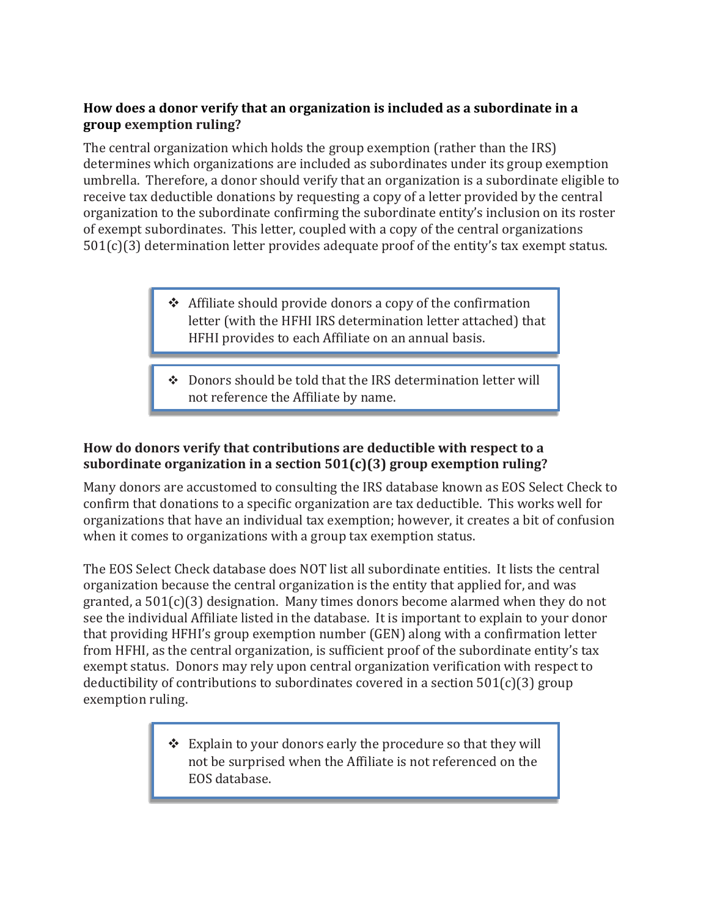**How does a donor verify that an organization is included as a subordinate in a group exemption ruling?**

The central organization which holds the group exemption (rather than the IRS) determines which organizations are included as subordinates under its group exemption umbrella. Therefore, a donor should verify that an organization is a subordinate eligible to receive tax deductible donations by requesting a copy of a letter provided by the central organization to the subordinate confirming the subordinate entity's inclusion on its roster of exempt subordinates. This letter, coupled with a copy of the central organizations 501(c)(3) determination letter provides adequate proof of the entity's tax exempt status.

> ❖ Affiliate should provide donors a copy of the confirmation letter (with the HFHI IRS determination letter attached) that HFHI provides to each Affiliate on an annual basis.

> ❖ Donors should be told that the IRS determination letter will not reference the Affiliate by name.

**How do donors verify that contributions are deductible with respect to a subordinate organization in a section 501(c)(3) group exemption ruling?**

Many donors are accustomed to consulting the IRS database known as EOS Select Check to confirm that donations to a specific organization are tax deductible. This works well for organizations that have an individual tax exemption; however, it creates a bit of confusion when it comes to organizations with a group tax exemption status.

The EOS Select Check database does NOT list all subordinate entities. It lists the central organization because the central organization is the entity that applied for, and was granted, a 501(c)(3) designation. Many times donors become alarmed when they do not see the individual Affiliate listed in the database. It is important to explain to your donor that providing HFHI's group exemption number (GEN) along with a confirmation letter from HFHI, as the central organization, is sufficient proof of the subordinate entity's tax exempt status. Donors may rely upon central organization verification with respect to deductibility of contributions to subordinates covered in a section 501(c)(3) group exemption ruling.

> ❖ Explain to your donors early the procedure so that they will not be surprised when the Affiliate is not referenced on the EOS database.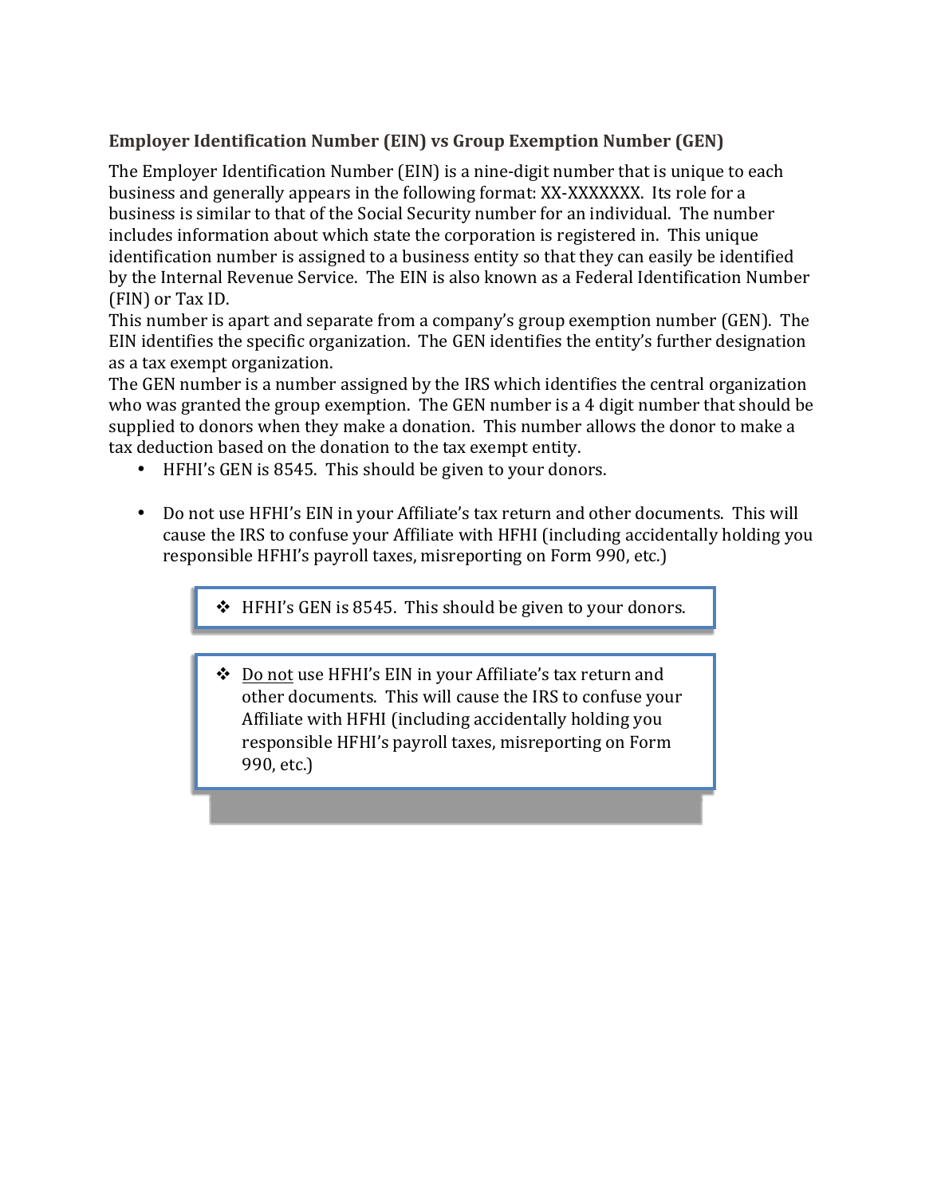### Employer Identification Number (EIN) vs Group Exemption Number (GEN)

The Employer Identification Number (EIN) is a nine-digit number that is unique to each business and generally appears in the following format: XX-XXXXXXX. Its role for a business is similar to that of the Social Security number for an individual. The number includes information about which state the corporation is registered in. This unique identification number is assigned to a business entity so that they can easily be identified by the Internal Revenue Service. The EIN is also known as a Federal Identification Number (FIN) or Tax ID.

This number is apart and separate from a company's group exemption number (GEN). The EIN identifies the specific organization. The GEN identifies the entity's further designation as a tax exempt organization.

The GEN number is a number assigned by the IRS which identifies the central organization who was granted the group exemption. The GEN number is a 4 digit number that should be supplied to donors when they make a donation. This number allows the donor to make a tax deduction based on the donation to the tax exempt entity.

- HFHI's GEN is 8545. This should be given to your donors.

- Do not use HFHI's EIN in your Affiliate's tax return and other documents. This will cause the IRS to confuse your Affiliate with HFHI (including accidentally holding you responsible HFHI's payroll taxes, misreporting on Form 990, etc.)

> ❖ HFHI's GEN is 8545. This should be given to your donors.

> ❖ Do not use HFHI's EIN in your Affiliate's tax return and other documents. This will cause the IRS to confuse your Affiliate with HFHI (including accidentally holding you responsible HFHI's payroll taxes, misreporting on Form 990, etc.)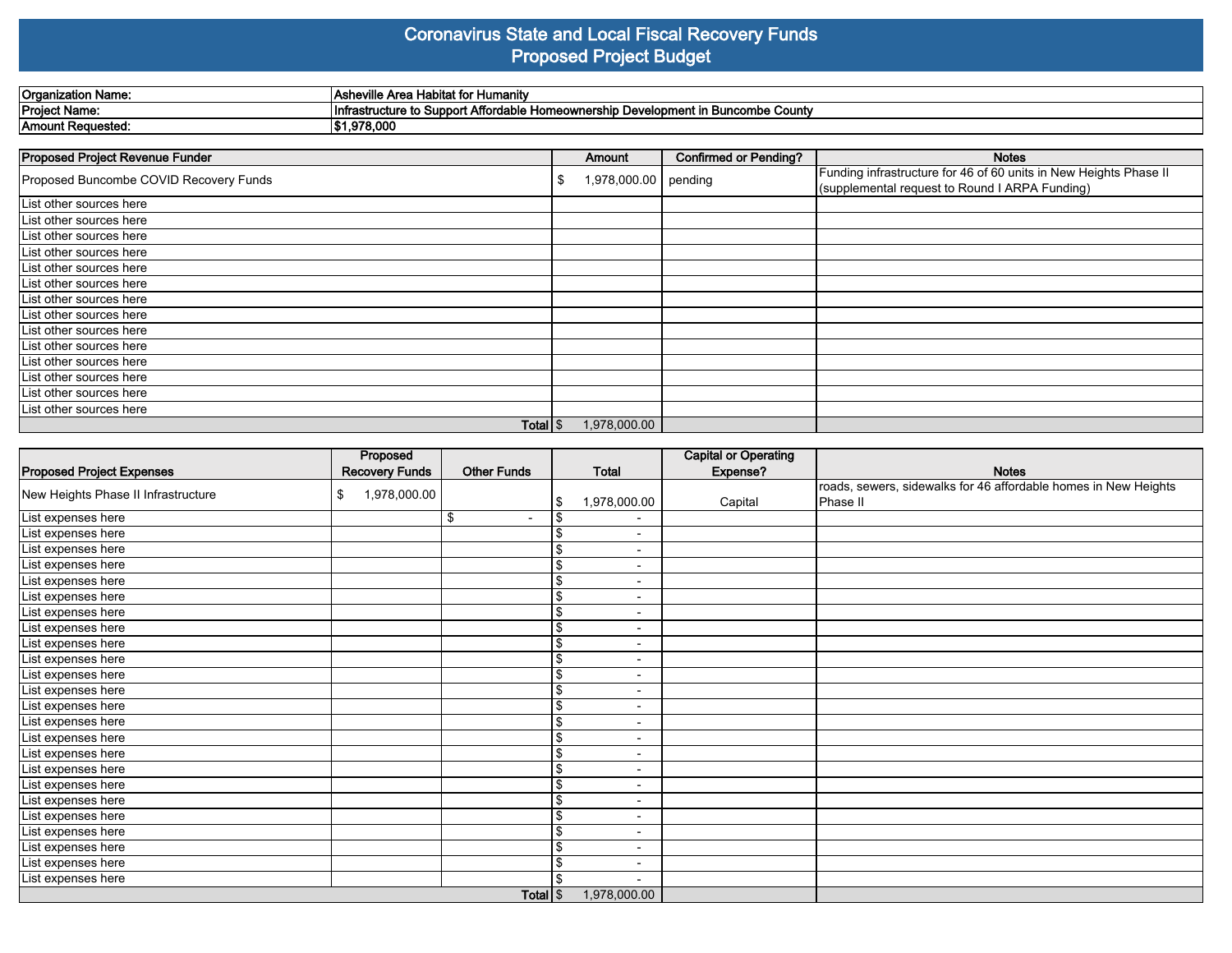# Coronavirus State and Local Fiscal Recovery Funds
## Proposed Project Budget

| | |
|---|---|
| **Organization Name:** | **Asheville Area Habitat for Humanity** |
| **Project Name:** | **Infrastructure to Support Affordable Homeownership Development in Buncombe County** |
| **Amount Requested:** | **$1,978,000** |

| Proposed Project Revenue Funder | Amount | Confirmed or Pending? | Notes |
|---|---|---|---|
| Proposed Buncombe COVID Recovery Funds | $ 1,978,000.00 | pending | Funding infrastructure for 46 of 60 units in New Heights Phase II (supplemental request to Round I ARPA Funding) |
| List other sources here | | | |
| List other sources here | | | |
| List other sources here | | | |
| List other sources here | | | |
| List other sources here | | | |
| List other sources here | | | |
| List other sources here | | | |
| List other sources here | | | |
| List other sources here | | | |
| List other sources here | | | |
| List other sources here | | | |
| List other sources here | | | |
| List other sources here | | | |
| List other sources here | | | |
| **Total** | $ 1,978,000.00 | | |

| Proposed Project Expenses | Proposed Recovery Funds | Other Funds | Total | Capital or Operating Expense? | Notes |
|---|---|---|---|---|---|
| New Heights Phase II Infrastructure | $ 1,978,000.00 | | $ 1,978,000.00 | Capital | roads, sewers, sidewalks for 46 affordable homes in New Heights Phase II |
| List expenses here | | $ - | $ - | | |
| List expenses here | | | $ - | | |
| List expenses here | | | $ - | | |
| List expenses here | | | $ - | | |
| List expenses here | | | $ - | | |
| List expenses here | | | $ - | | |
| List expenses here | | | $ - | | |
| List expenses here | | | $ - | | |
| List expenses here | | | $ - | | |
| List expenses here | | | $ - | | |
| List expenses here | | | $ - | | |
| List expenses here | | | $ - | | |
| List expenses here | | | $ - | | |
| List expenses here | | | $ - | | |
| List expenses here | | | $ - | | |
| List expenses here | | | $ - | | |
| List expenses here | | | $ - | | |
| List expenses here | | | $ - | | |
| List expenses here | | | $ - | | |
| List expenses here | | | $ - | | |
| List expenses here | | | $ - | | |
| List expenses here | | | $ - | | |
| List expenses here | | | $ - | | |
| List expenses here | | | $ - | | |
| **Total** | | | $ 1,978,000.00 | | |